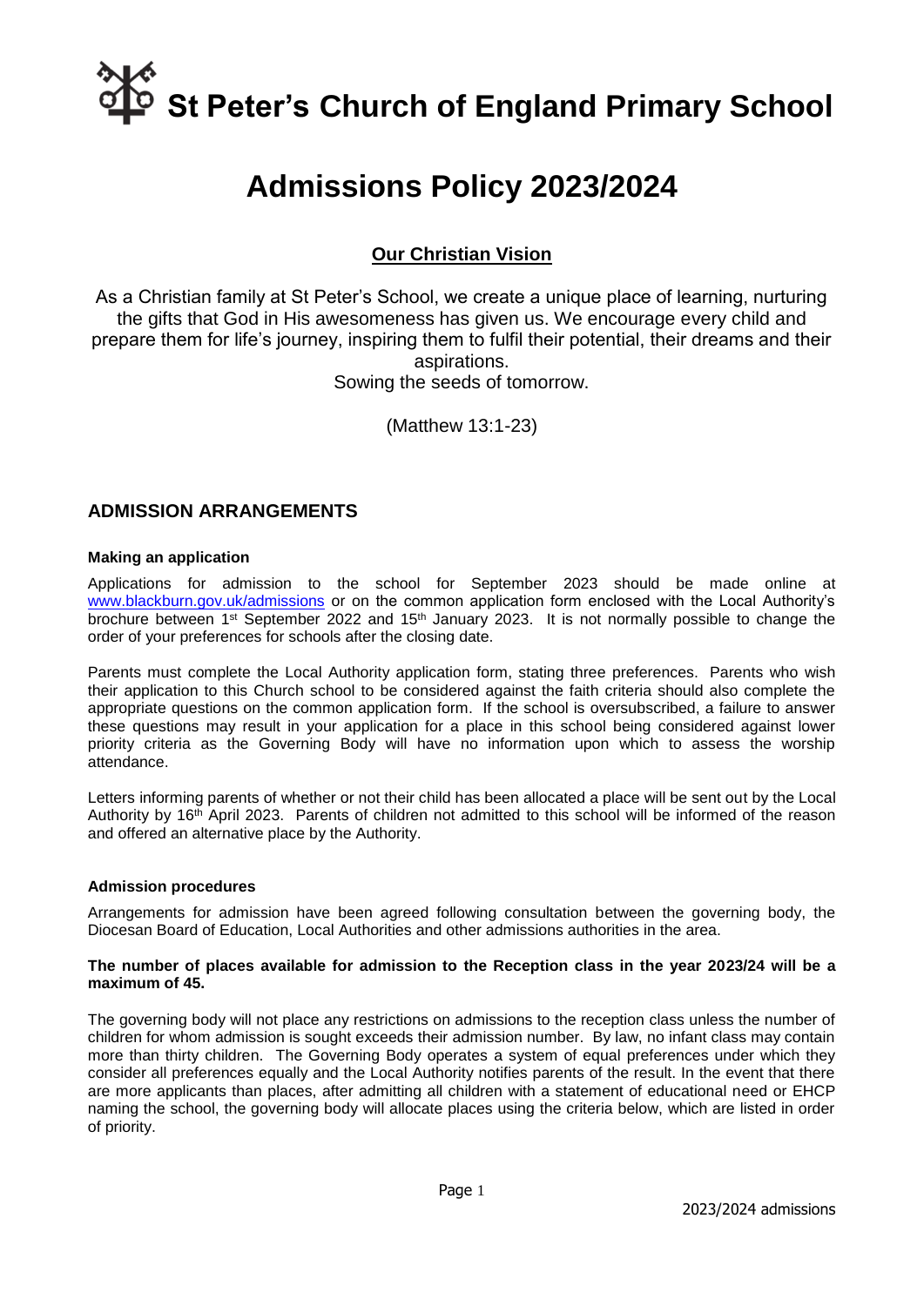# St Peter's Church of England Primary School

# Admissions Policy 2023/2024

## Our Christian Vision

As a Christian family at St Peter's School, we create a unique place of learning, nurturing the gifts that God in His awesomeness has given us. We encourage every child and prepare them for life's journey, inspiring them to fulfil their potential, their dreams and their aspirations.
Sowing the seeds of tomorrow.

(Matthew 13:1-23)

## ADMISSION ARRANGEMENTS

### Making an application

Applications for admission to the school for September 2023 should be made online at www.blackburn.gov.uk/admissions or on the common application form enclosed with the Local Authority's brochure between 1st September 2022 and 15th January 2023. It is not normally possible to change the order of your preferences for schools after the closing date.

Parents must complete the Local Authority application form, stating three preferences. Parents who wish their application to this Church school to be considered against the faith criteria should also complete the appropriate questions on the common application form. If the school is oversubscribed, a failure to answer these questions may result in your application for a place in this school being considered against lower priority criteria as the Governing Body will have no information upon which to assess the worship attendance.

Letters informing parents of whether or not their child has been allocated a place will be sent out by the Local Authority by 16th April 2023. Parents of children not admitted to this school will be informed of the reason and offered an alternative place by the Authority.

### Admission procedures

Arrangements for admission have been agreed following consultation between the governing body, the Diocesan Board of Education, Local Authorities and other admissions authorities in the area.

**The number of places available for admission to the Reception class in the year 2023/24 will be a maximum of 45.**

The governing body will not place any restrictions on admissions to the reception class unless the number of children for whom admission is sought exceeds their admission number. By law, no infant class may contain more than thirty children. The Governing Body operates a system of equal preferences under which they consider all preferences equally and the Local Authority notifies parents of the result. In the event that there are more applicants than places, after admitting all children with a statement of educational need or EHCP naming the school, the governing body will allocate places using the criteria below, which are listed in order of priority.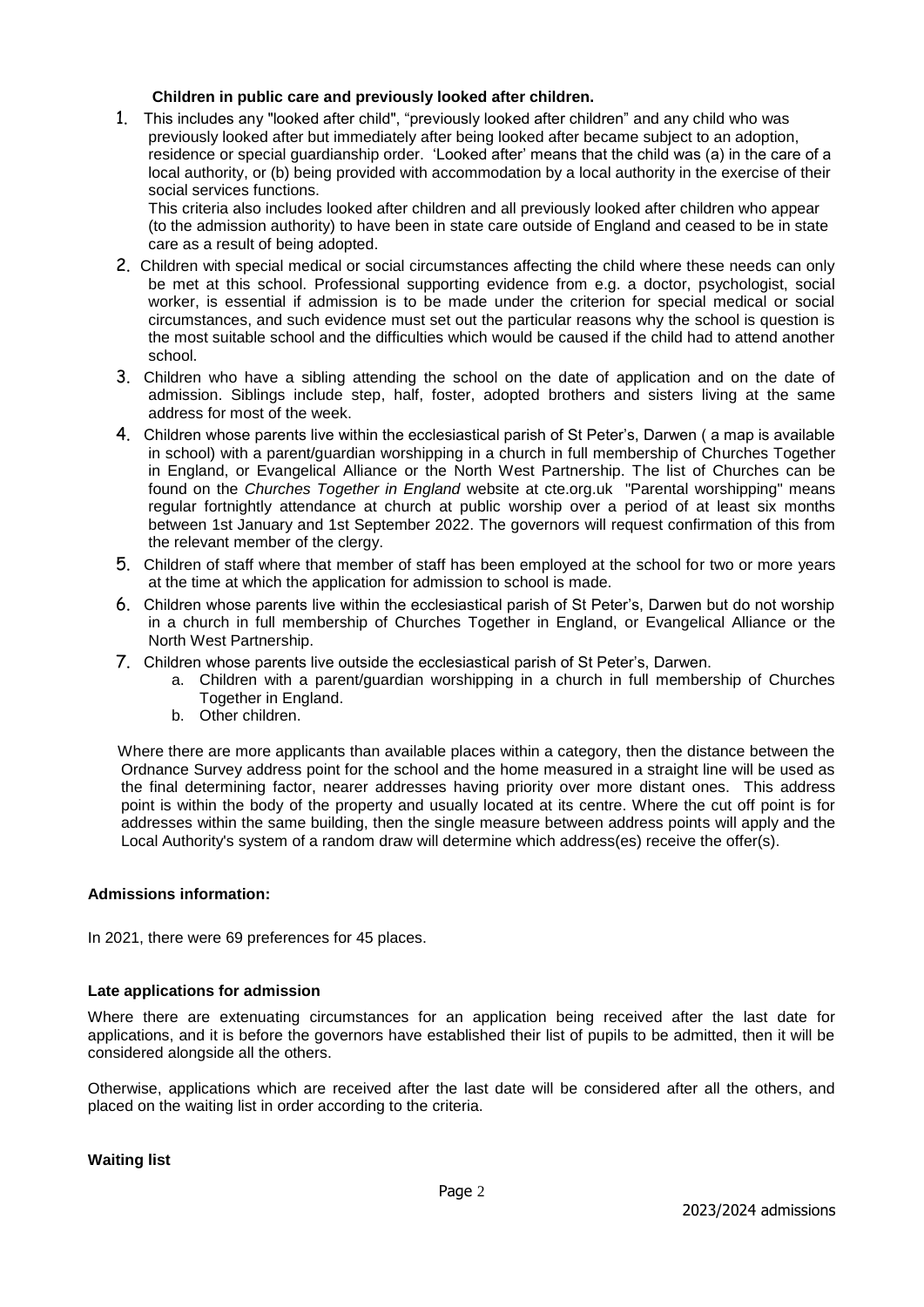**Children in public care and previously looked after children.**

1. This includes any "looked after child", "previously looked after children" and any child who was previously looked after but immediately after being looked after became subject to an adoption, residence or special guardianship order. 'Looked after' means that the child was (a) in the care of a local authority, or (b) being provided with accommodation by a local authority in the exercise of their social services functions.

   This criteria also includes looked after children and all previously looked after children who appear (to the admission authority) to have been in state care outside of England and ceased to be in state care as a result of being adopted.

2. Children with special medical or social circumstances affecting the child where these needs can only be met at this school. Professional supporting evidence from e.g. a doctor, psychologist, social worker, is essential if admission is to be made under the criterion for special medical or social circumstances, and such evidence must set out the particular reasons why the school is question is the most suitable school and the difficulties which would be caused if the child had to attend another school.

3. Children who have a sibling attending the school on the date of application and on the date of admission. Siblings include step, half, foster, adopted brothers and sisters living at the same address for most of the week.

4. Children whose parents live within the ecclesiastical parish of St Peter's, Darwen ( a map is available in school) with a parent/guardian worshipping in a church in full membership of Churches Together in England, or Evangelical Alliance or the North West Partnership. The list of Churches can be found on the *Churches Together in England* website at cte.org.uk "Parental worshipping" means regular fortnightly attendance at church at public worship over a period of at least six months between 1st January and 1st September 2022. The governors will request confirmation of this from the relevant member of the clergy.

5. Children of staff where that member of staff has been employed at the school for two or more years at the time at which the application for admission to school is made.

6. Children whose parents live within the ecclesiastical parish of St Peter's, Darwen but do not worship in a church in full membership of Churches Together in England, or Evangelical Alliance or the North West Partnership.

7. Children whose parents live outside the ecclesiastical parish of St Peter's, Darwen.
   a. Children with a parent/guardian worshipping in a church in full membership of Churches Together in England.
   b. Other children.

Where there are more applicants than available places within a category, then the distance between the Ordnance Survey address point for the school and the home measured in a straight line will be used as the final determining factor, nearer addresses having priority over more distant ones. This address point is within the body of the property and usually located at its centre. Where the cut off point is for addresses within the same building, then the single measure between address points will apply and the Local Authority's system of a random draw will determine which address(es) receive the offer(s).

**Admissions information:**

In 2021, there were 69 preferences for 45 places.

**Late applications for admission**

Where there are extenuating circumstances for an application being received after the last date for applications, and it is before the governors have established their list of pupils to be admitted, then it will be considered alongside all the others.

Otherwise, applications which are received after the last date will be considered after all the others, and placed on the waiting list in order according to the criteria.

**Waiting list**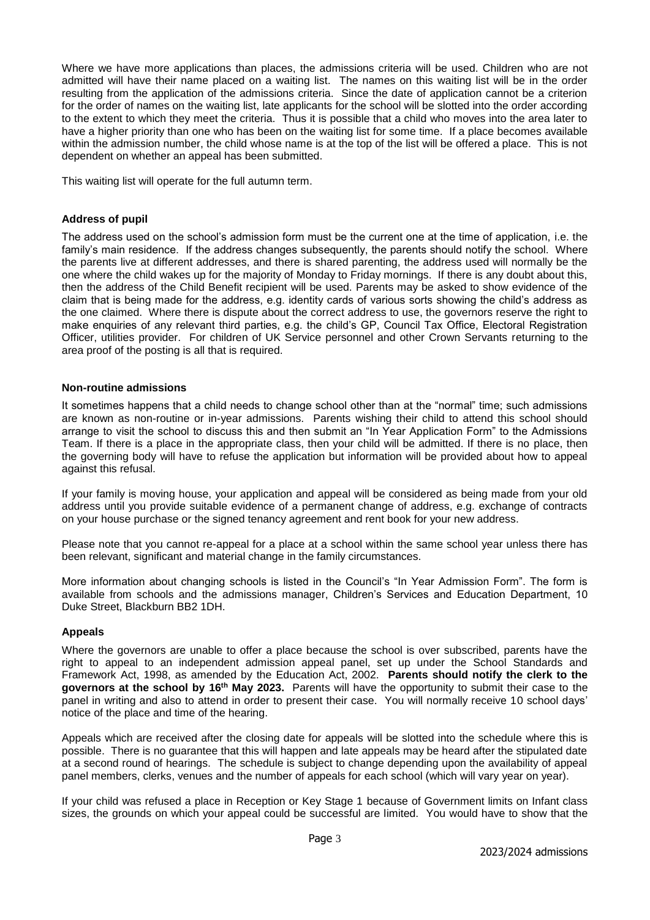Where we have more applications than places, the admissions criteria will be used. Children who are not admitted will have their name placed on a waiting list. The names on this waiting list will be in the order resulting from the application of the admissions criteria. Since the date of application cannot be a criterion for the order of names on the waiting list, late applicants for the school will be slotted into the order according to the extent to which they meet the criteria. Thus it is possible that a child who moves into the area later to have a higher priority than one who has been on the waiting list for some time. If a place becomes available within the admission number, the child whose name is at the top of the list will be offered a place. This is not dependent on whether an appeal has been submitted.

This waiting list will operate for the full autumn term.

**Address of pupil**

The address used on the school's admission form must be the current one at the time of application, i.e. the family's main residence. If the address changes subsequently, the parents should notify the school. Where the parents live at different addresses, and there is shared parenting, the address used will normally be the one where the child wakes up for the majority of Monday to Friday mornings. If there is any doubt about this, then the address of the Child Benefit recipient will be used. Parents may be asked to show evidence of the claim that is being made for the address, e.g. identity cards of various sorts showing the child's address as the one claimed. Where there is dispute about the correct address to use, the governors reserve the right to make enquiries of any relevant third parties, e.g. the child's GP, Council Tax Office, Electoral Registration Officer, utilities provider. For children of UK Service personnel and other Crown Servants returning to the area proof of the posting is all that is required.

**Non-routine admissions**

It sometimes happens that a child needs to change school other than at the "normal" time; such admissions are known as non-routine or in-year admissions. Parents wishing their child to attend this school should arrange to visit the school to discuss this and then submit an "In Year Application Form" to the Admissions Team. If there is a place in the appropriate class, then your child will be admitted. If there is no place, then the governing body will have to refuse the application but information will be provided about how to appeal against this refusal.

If your family is moving house, your application and appeal will be considered as being made from your old address until you provide suitable evidence of a permanent change of address, e.g. exchange of contracts on your house purchase or the signed tenancy agreement and rent book for your new address.

Please note that you cannot re-appeal for a place at a school within the same school year unless there has been relevant, significant and material change in the family circumstances.

More information about changing schools is listed in the Council's "In Year Admission Form". The form is available from schools and the admissions manager, Children's Services and Education Department, 10 Duke Street, Blackburn BB2 1DH.

**Appeals**

Where the governors are unable to offer a place because the school is over subscribed, parents have the right to appeal to an independent admission appeal panel, set up under the School Standards and Framework Act, 1998, as amended by the Education Act, 2002. **Parents should notify the clerk to the governors at the school by 16th May 2023.** Parents will have the opportunity to submit their case to the panel in writing and also to attend in order to present their case. You will normally receive 10 school days' notice of the place and time of the hearing.

Appeals which are received after the closing date for appeals will be slotted into the schedule where this is possible. There is no guarantee that this will happen and late appeals may be heard after the stipulated date at a second round of hearings. The schedule is subject to change depending upon the availability of appeal panel members, clerks, venues and the number of appeals for each school (which will vary year on year).

If your child was refused a place in Reception or Key Stage 1 because of Government limits on Infant class sizes, the grounds on which your appeal could be successful are limited. You would have to show that the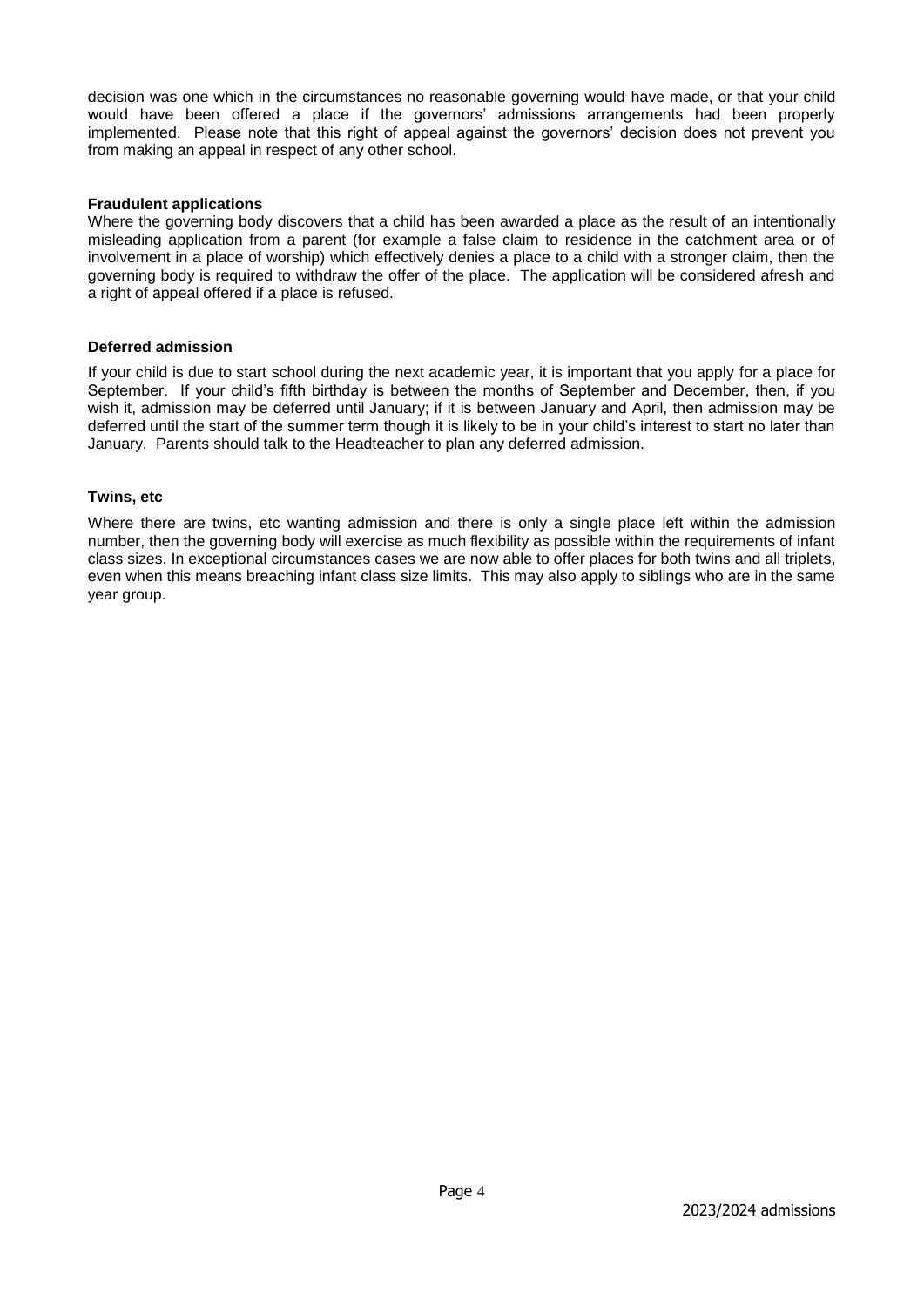decision was one which in the circumstances no reasonable governing would have made, or that your child would have been offered a place if the governors' admissions arrangements had been properly implemented. Please note that this right of appeal against the governors' decision does not prevent you from making an appeal in respect of any other school.

**Fraudulent applications**

Where the governing body discovers that a child has been awarded a place as the result of an intentionally misleading application from a parent (for example a false claim to residence in the catchment area or of involvement in a place of worship) which effectively denies a place to a child with a stronger claim, then the governing body is required to withdraw the offer of the place. The application will be considered afresh and a right of appeal offered if a place is refused.

**Deferred admission**

If your child is due to start school during the next academic year, it is important that you apply for a place for September. If your child's fifth birthday is between the months of September and December, then, if you wish it, admission may be deferred until January; if it is between January and April, then admission may be deferred until the start of the summer term though it is likely to be in your child's interest to start no later than January. Parents should talk to the Headteacher to plan any deferred admission.

**Twins, etc**

Where there are twins, etc wanting admission and there is only a single place left within the admission number, then the governing body will exercise as much flexibility as possible within the requirements of infant class sizes. In exceptional circumstances cases we are now able to offer places for both twins and all triplets, even when this means breaching infant class size limits. This may also apply to siblings who are in the same year group.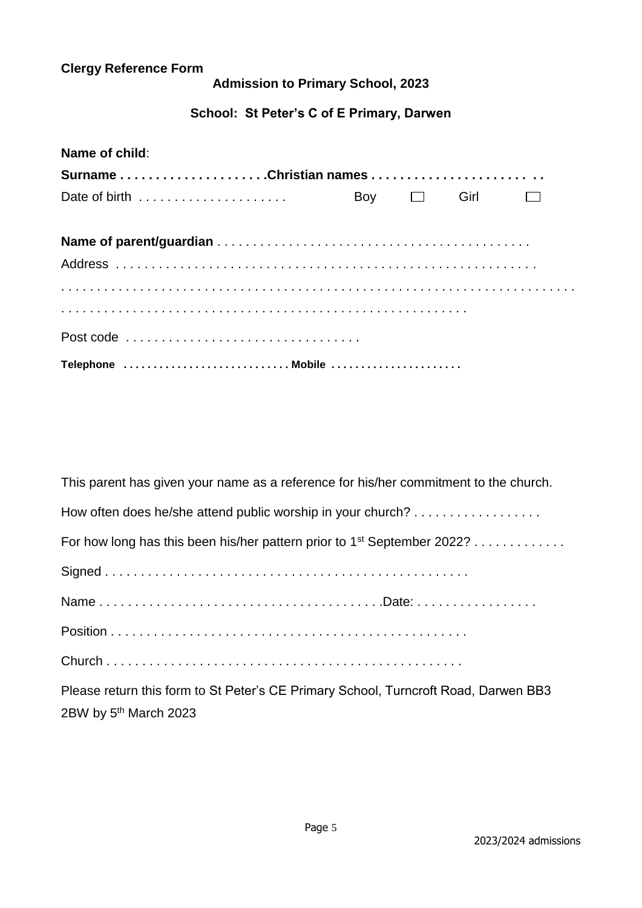**Clergy Reference Form**

**Admission to Primary School, 2023**

**School: St Peter's C of E Primary, Darwen**

**Name of child**:

**Surname . . . . . . . . . . . . . . . . . . . . .Christian names . . . . . . . . . . . . . . . . . . . . . . .**

Date of birth . . . . . . . . . . . . . . . . . . . . Boy ☐ Girl ☐

**Name of parent/guardian** . . . . . . . . . . . . . . . . . . . . . . . . . . . . . . . . . . . . . . . . . . . .

Address . . . . . . . . . . . . . . . . . . . . . . . . . . . . . . . . . . . . . . . . . . . . . . . . . . . . . . . .

. . . . . . . . . . . . . . . . . . . . . . . . . . . . . . . . . . . . . . . . . . . . . . . . . . . . . . . . . . . . . . . . . . . .

. . . . . . . . . . . . . . . . . . . . . . . . . . . . . . . . . . . . . . . . . . . . . . . . . . . . .

Post code . . . . . . . . . . . . . . . . . . . . . . . . . . . . . . . . .

**Telephone . . . . . . . . . . . . . . . . . . . . . . . . . . . Mobile . . . . . . . . . . . . . . . . . . . . . .**

This parent has given your name as a reference for his/her commitment to the church.

How often does he/she attend public worship in your church? . . . . . . . . . . . . . . . . . .

For how long has this been his/her pattern prior to 1st September 2022? . . . . . . . . . . . . .

Signed . . . . . . . . . . . . . . . . . . . . . . . . . . . . . . . . . . . . . . . . . . . . . . . . . .

Name . . . . . . . . . . . . . . . . . . . . . . . . . . . . . . . . . . . . . . .Date: . . . . . . . . . . . . . . . . .

Position . . . . . . . . . . . . . . . . . . . . . . . . . . . . . . . . . . . . . . . . . . . . . . . . .

Church . . . . . . . . . . . . . . . . . . . . . . . . . . . . . . . . . . . . . . . . . . . . . . . . .

Please return this form to St Peter's CE Primary School, Turncroft Road, Darwen BB3 2BW by 5th March 2023